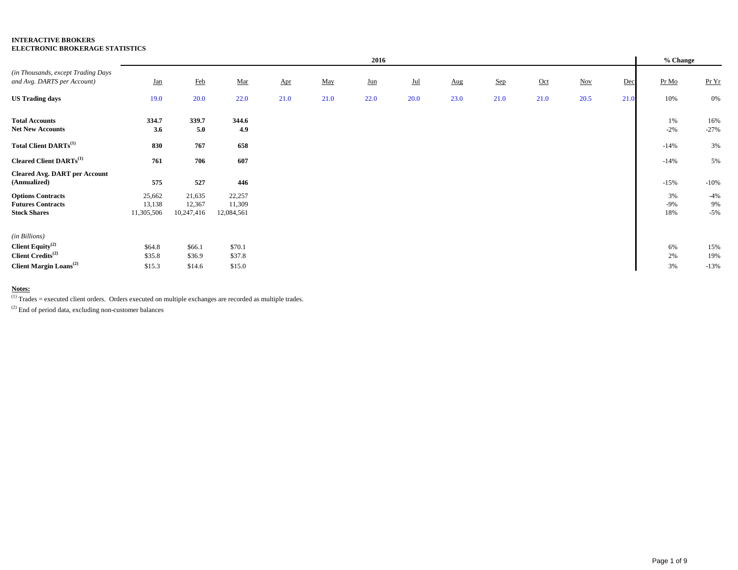**INTERACTIVE BROKERS**
**ELECTRONIC BROKERAGE STATISTICS**

| *(in Thousands, except Trading Days and Avg. DARTS per Account)* | 2016 | | | | | | | | | | | | % Change | |
|---|---|---|---|---|---|---|---|---|---|---|---|---|---|---|
| | Jan | Feb | Mar | Apr | May | Jun | Jul | Aug | Sep | Oct | Nov | Dec | Pr Mo | Pr Yr |
| **US Trading days** | 19.0 | 20.0 | 22.0 | 21.0 | 21.0 | 22.0 | 20.0 | 23.0 | 21.0 | 21.0 | 20.5 | 21.0 | 10% | 0% |
| **Total Accounts** | **334.7** | **339.7** | **344.6** | | | | | | | | | | 1% | 16% |
| **Net New Accounts** | **3.6** | **5.0** | **4.9** | | | | | | | | | | -2% | -27% |
| **Total Client DARTs[1]** | **830** | **767** | **658** | | | | | | | | | | -14% | 3% |
| **Cleared Client DARTs[1]** | **761** | **706** | **607** | | | | | | | | | | -14% | 5% |
| **Cleared Avg. DART per Account (Annualized)** | **575** | **527** | **446** | | | | | | | | | | -15% | -10% |
| **Options Contracts** | 25,662 | 21,635 | 22,257 | | | | | | | | | | 3% | -4% |
| **Futures Contracts** | 13,138 | 12,367 | 11,309 | | | | | | | | | | -9% | 9% |
| **Stock Shares** | 11,305,506 | 10,247,416 | 12,084,561 | | | | | | | | | | 18% | -5% |
| *(in Billions)* | | | | | | | | | | | | | | |
| **Client Equity[2]** | $64.8 | $66.1 | $70.1 | | | | | | | | | | 6% | 15% |
| **Client Credits[2]** | $35.8 | $36.9 | $37.8 | | | | | | | | | | 2% | 19% |
| **Client Margin Loans[2]** | $15.3 | $14.6 | $15.0 | | | | | | | | | | 3% | -13% |

**Notes:**

[1] Trades = executed client orders. Orders executed on multiple exchanges are recorded as multiple trades.

[2] End of period data, excluding non-customer balances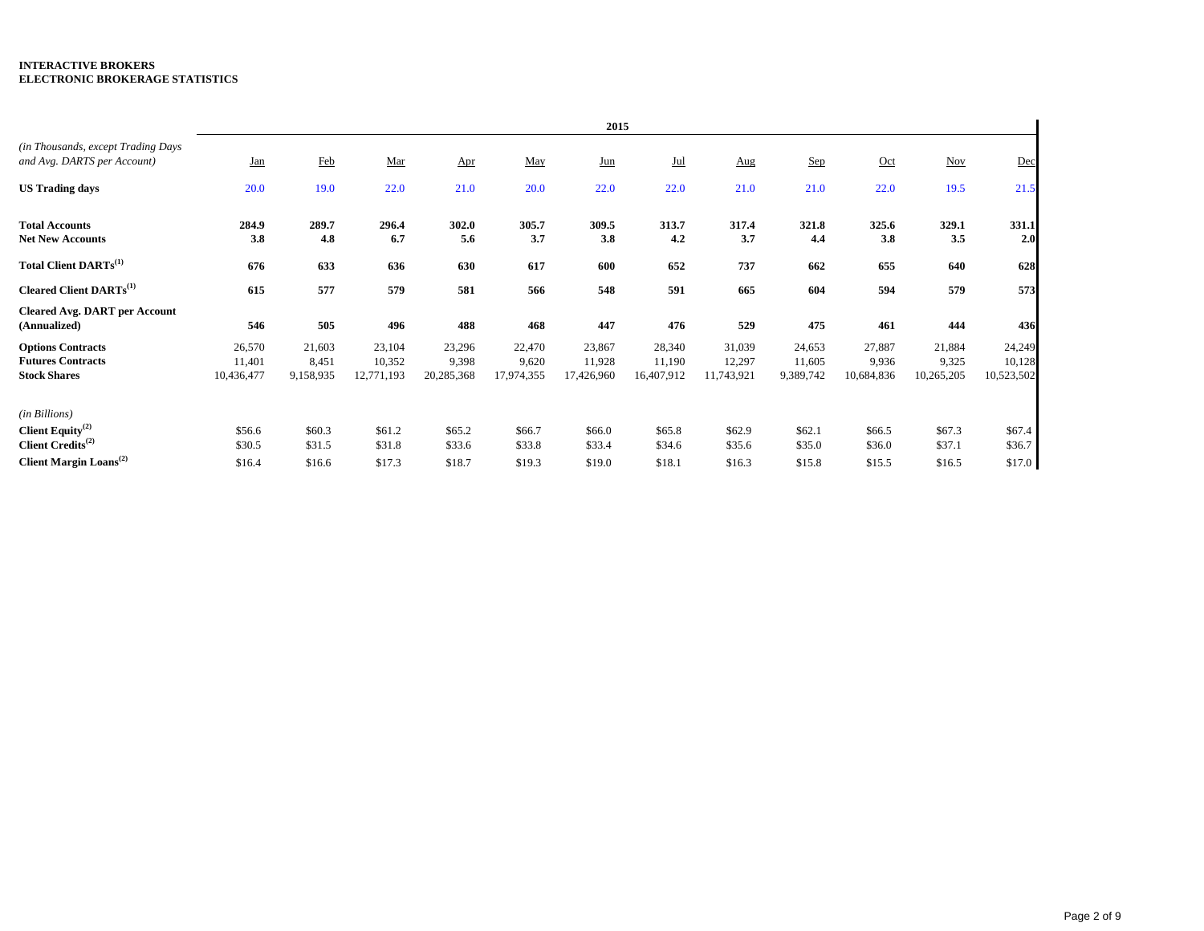**INTERACTIVE BROKERS**
**ELECTRONIC BROKERAGE STATISTICS**

| *(in Thousands, except Trading Days and Avg. DARTS per Account)* | 2015 | | | | | | | | | | | |
|---|---|---|---|---|---|---|---|---|---|---|---|---|
| | Jan | Feb | Mar | Apr | May | Jun | Jul | Aug | Sep | Oct | Nov | Dec |
| **US Trading days** | 20.0 | 19.0 | 22.0 | 21.0 | 20.0 | 22.0 | 22.0 | 21.0 | 21.0 | 22.0 | 19.5 | 21.5 |
| **Total Accounts** | **284.9** | **289.7** | **296.4** | **302.0** | **305.7** | **309.5** | **313.7** | **317.4** | **321.8** | **325.6** | **329.1** | **331.1** |
| **Net New Accounts** | **3.8** | **4.8** | **6.7** | **5.6** | **3.7** | **3.8** | **4.2** | **3.7** | **4.4** | **3.8** | **3.5** | **2.0** |
| **Total Client DARTs[(1)]** | **676** | **633** | **636** | **630** | **617** | **600** | **652** | **737** | **662** | **655** | **640** | **628** |
| **Cleared Client DARTs[(1)]** | **615** | **577** | **579** | **581** | **566** | **548** | **591** | **665** | **604** | **594** | **579** | **573** |
| **Cleared Avg. DART per Account (Annualized)** | **546** | **505** | **496** | **488** | **468** | **447** | **476** | **529** | **475** | **461** | **444** | **436** |
| **Options Contracts** | 26,570 | 21,603 | 23,104 | 23,296 | 22,470 | 23,867 | 28,340 | 31,039 | 24,653 | 27,887 | 21,884 | 24,249 |
| **Futures Contracts** | 11,401 | 8,451 | 10,352 | 9,398 | 9,620 | 11,928 | 11,190 | 12,297 | 11,605 | 9,936 | 9,325 | 10,128 |
| **Stock Shares** | 10,436,477 | 9,158,935 | 12,771,193 | 20,285,368 | 17,974,355 | 17,426,960 | 16,407,912 | 11,743,921 | 9,389,742 | 10,684,836 | 10,265,205 | 10,523,502 |
| *(in Billions)* | | | | | | | | | | | | |
| **Client Equity[(2)]** | $56.6 | $60.3 | $61.2 | $65.2 | $66.7 | $66.0 | $65.8 | $62.9 | $62.1 | $66.5 | $67.3 | $67.4 |
| **Client Credits[(2)]** | $30.5 | $31.5 | $31.8 | $33.6 | $33.8 | $33.4 | $34.6 | $35.6 | $35.0 | $36.0 | $37.1 | $36.7 |
| **Client Margin Loans[(2)]** | $16.4 | $16.6 | $17.3 | $18.7 | $19.3 | $19.0 | $18.1 | $16.3 | $15.8 | $15.5 | $16.5 | $17.0 |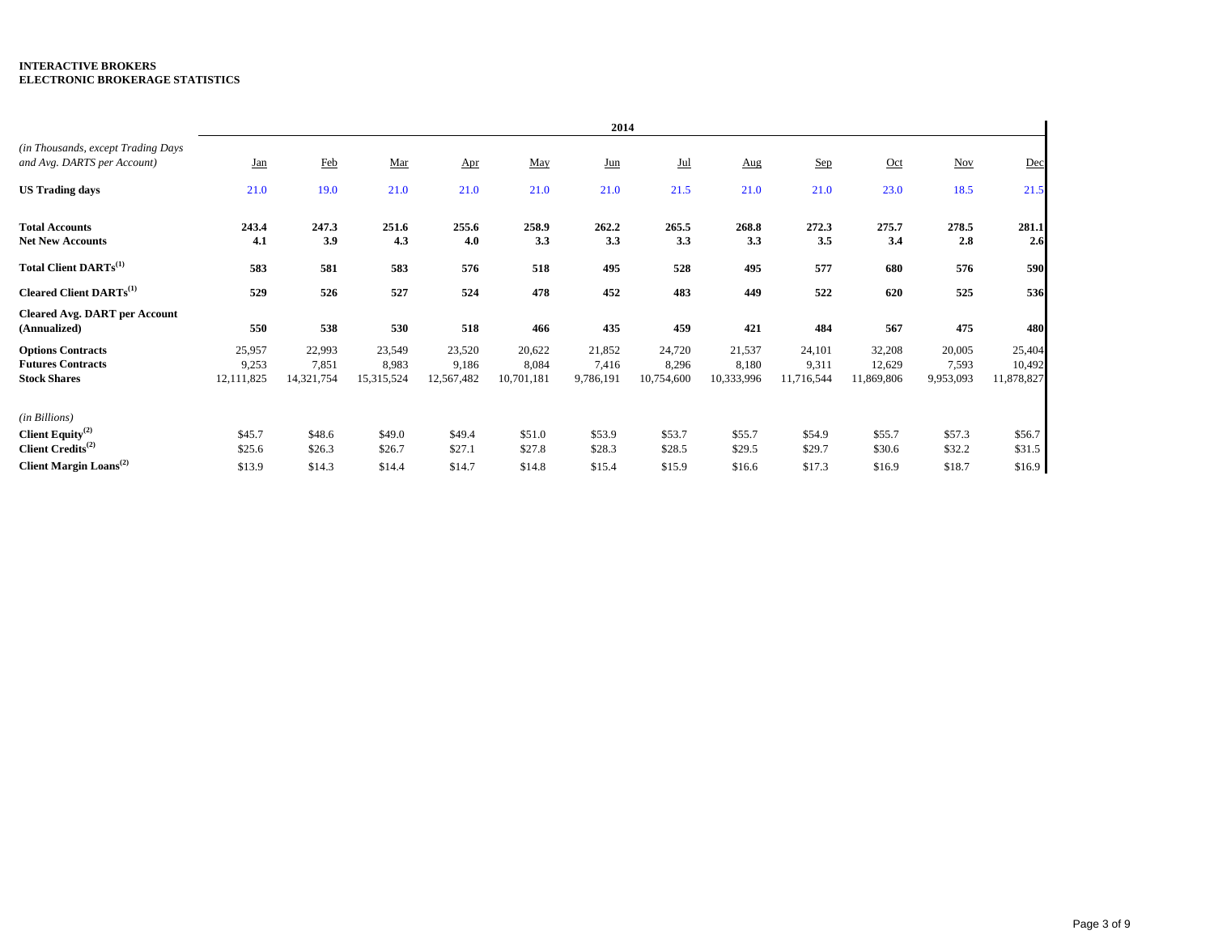**INTERACTIVE BROKERS**
**ELECTRONIC BROKERAGE STATISTICS**

| | 2014 | | | | | | | | | | | |
|---|---|---|---|---|---|---|---|---|---|---|---|---|
| *(in Thousands, except Trading Days and Avg. DARTS per Account)* | Jan | Feb | Mar | Apr | May | Jun | Jul | Aug | Sep | Oct | Nov | Dec |
| **US Trading days** | 21.0 | 19.0 | 21.0 | 21.0 | 21.0 | 21.0 | 21.5 | 21.0 | 21.0 | 23.0 | 18.5 | 21.5 |
| **Total Accounts** | **243.4** | **247.3** | **251.6** | **255.6** | **258.9** | **262.2** | **265.5** | **268.8** | **272.3** | **275.7** | **278.5** | **281.1** |
| **Net New Accounts** | **4.1** | **3.9** | **4.3** | **4.0** | **3.3** | **3.3** | **3.3** | **3.3** | **3.5** | **3.4** | **2.8** | **2.6** |
| **Total Client DARTs(1)** | **583** | **581** | **583** | **576** | **518** | **495** | **528** | **495** | **577** | **680** | **576** | **590** |
| **Cleared Client DARTs(1)** | **529** | **526** | **527** | **524** | **478** | **452** | **483** | **449** | **522** | **620** | **525** | **536** |
| **Cleared Avg. DART per Account (Annualized)** | **550** | **538** | **530** | **518** | **466** | **435** | **459** | **421** | **484** | **567** | **475** | **480** |
| **Options Contracts** | 25,957 | 22,993 | 23,549 | 23,520 | 20,622 | 21,852 | 24,720 | 21,537 | 24,101 | 32,208 | 20,005 | 25,404 |
| **Futures Contracts** | 9,253 | 7,851 | 8,983 | 9,186 | 8,084 | 7,416 | 8,296 | 8,180 | 9,311 | 12,629 | 7,593 | 10,492 |
| **Stock Shares** | 12,111,825 | 14,321,754 | 15,315,524 | 12,567,482 | 10,701,181 | 9,786,191 | 10,754,600 | 10,333,996 | 11,716,544 | 11,869,806 | 9,953,093 | 11,878,827 |
| *(in Billions)* | | | | | | | | | | | | |
| **Client Equity(2)** | $45.7 | $48.6 | $49.0 | $49.4 | $51.0 | $53.9 | $53.7 | $55.7 | $54.9 | $55.7 | $57.3 | $56.7 |
| **Client Credits(2)** | $25.6 | $26.3 | $26.7 | $27.1 | $27.8 | $28.3 | $28.5 | $29.5 | $29.7 | $30.6 | $32.2 | $31.5 |
| **Client Margin Loans(2)** | $13.9 | $14.3 | $14.4 | $14.7 | $14.8 | $15.4 | $15.9 | $16.6 | $17.3 | $16.9 | $18.7 | $16.9 |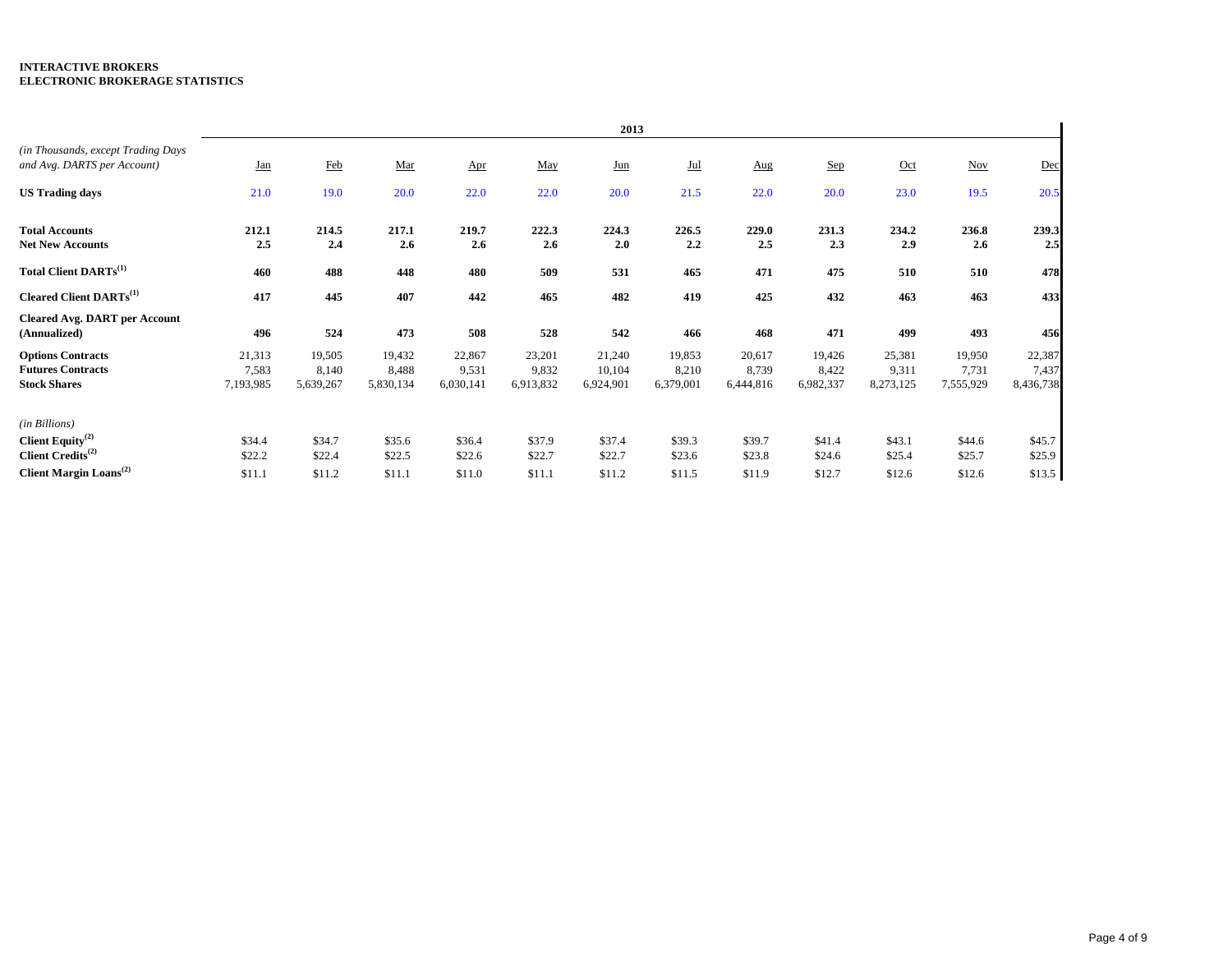**INTERACTIVE BROKERS**
**ELECTRONIC BROKERAGE STATISTICS**

| | 2013 | | | | | | | | | | | |
|---|---|---|---|---|---|---|---|---|---|---|---|---|
| *(in Thousands, except Trading Days and Avg. DARTS per Account)* | Jan | Feb | Mar | Apr | May | Jun | Jul | Aug | Sep | Oct | Nov | Dec |
| **US Trading days** | 21.0 | 19.0 | 20.0 | 22.0 | 22.0 | 20.0 | 21.5 | 22.0 | 20.0 | 23.0 | 19.5 | 20.5 |
| **Total Accounts** | **212.1** | **214.5** | **217.1** | **219.7** | **222.3** | **224.3** | **226.5** | **229.0** | **231.3** | **234.2** | **236.8** | **239.3** |
| **Net New Accounts** | **2.5** | **2.4** | **2.6** | **2.6** | **2.6** | **2.0** | **2.2** | **2.5** | **2.3** | **2.9** | **2.6** | **2.5** |
| **Total Client DARTs[1]** | **460** | **488** | **448** | **480** | **509** | **531** | **465** | **471** | **475** | **510** | **510** | **478** |
| **Cleared Client DARTs[1]** | **417** | **445** | **407** | **442** | **465** | **482** | **419** | **425** | **432** | **463** | **463** | **433** |
| **Cleared Avg. DART per Account (Annualized)** | **496** | **524** | **473** | **508** | **528** | **542** | **466** | **468** | **471** | **499** | **493** | **456** |
| **Options Contracts** | 21,313 | 19,505 | 19,432 | 22,867 | 23,201 | 21,240 | 19,853 | 20,617 | 19,426 | 25,381 | 19,950 | 22,387 |
| **Futures Contracts** | 7,583 | 8,140 | 8,488 | 9,531 | 9,832 | 10,104 | 8,210 | 8,739 | 8,422 | 9,311 | 7,731 | 7,437 |
| **Stock Shares** | 7,193,985 | 5,639,267 | 5,830,134 | 6,030,141 | 6,913,832 | 6,924,901 | 6,379,001 | 6,444,816 | 6,982,337 | 8,273,125 | 7,555,929 | 8,436,738 |
| *(in Billions)* | | | | | | | | | | | | |
| **Client Equity[2]** | \$34.4 | \$34.7 | \$35.6 | \$36.4 | \$37.9 | \$37.4 | \$39.3 | \$39.7 | \$41.4 | \$43.1 | \$44.6 | \$45.7 |
| **Client Credits[2]** | \$22.2 | \$22.4 | \$22.5 | \$22.6 | \$22.7 | \$22.7 | \$23.6 | \$23.8 | \$24.6 | \$25.4 | \$25.7 | \$25.9 |
| **Client Margin Loans[2]** | \$11.1 | \$11.2 | \$11.1 | \$11.0 | \$11.1 | \$11.2 | \$11.5 | \$11.9 | \$12.7 | \$12.6 | \$12.6 | \$13.5 |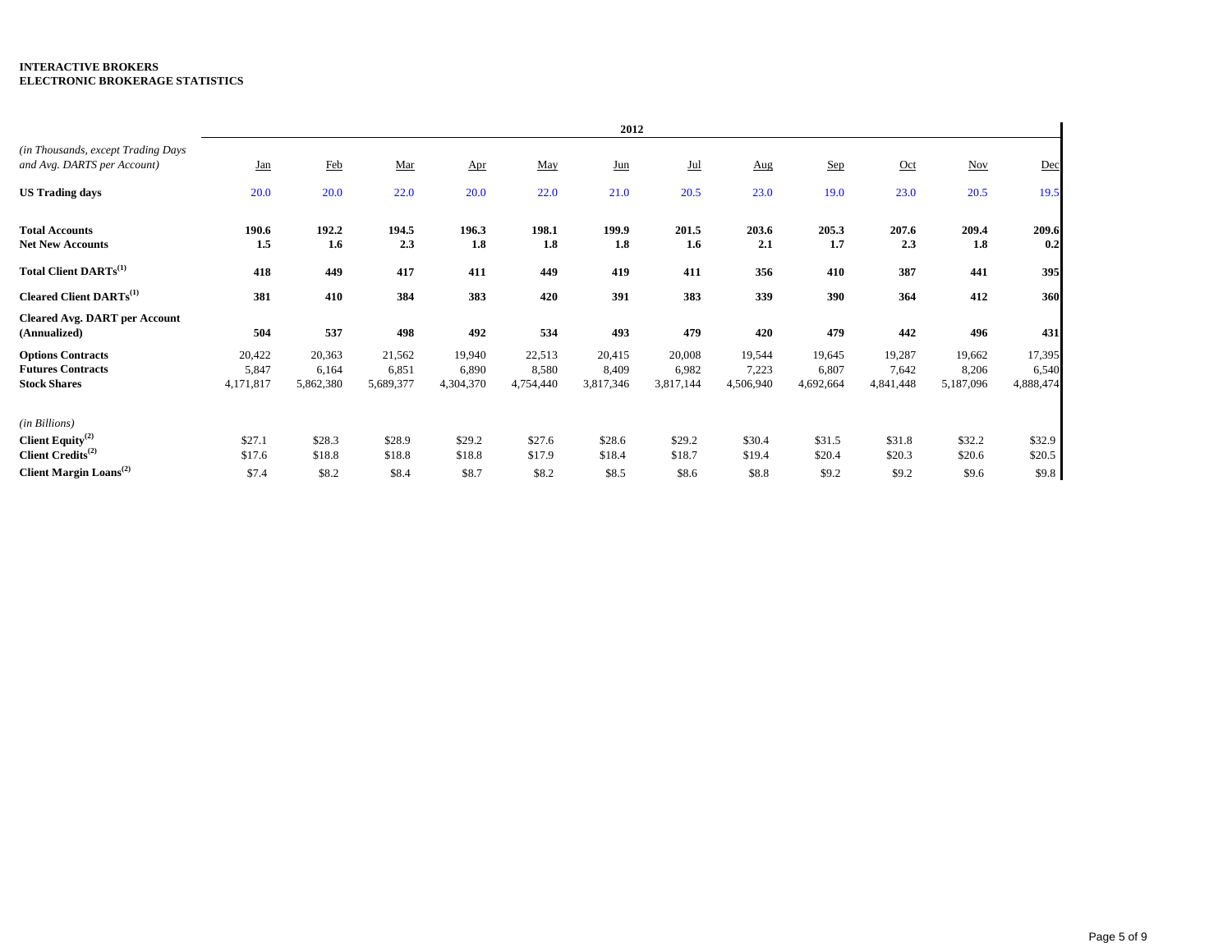**INTERACTIVE BROKERS**
**ELECTRONIC BROKERAGE STATISTICS**

| *(in Thousands, except Trading Days and Avg. DARTS per Account)* | 2012 | | | | | | | | | | | |
|---|---|---|---|---|---|---|---|---|---|---|---|---|
| | Jan | Feb | Mar | Apr | May | Jun | Jul | Aug | Sep | Oct | Nov | Dec |
| **US Trading days** | 20.0 | 20.0 | 22.0 | 20.0 | 22.0 | 21.0 | 20.5 | 23.0 | 19.0 | 23.0 | 20.5 | 19.5 |
| **Total Accounts** | **190.6** | **192.2** | **194.5** | **196.3** | **198.1** | **199.9** | **201.5** | **203.6** | **205.3** | **207.6** | **209.4** | **209.6** |
| **Net New Accounts** | **1.5** | **1.6** | **2.3** | **1.8** | **1.8** | **1.8** | **1.6** | **2.1** | **1.7** | **2.3** | **1.8** | **0.2** |
| **Total Client DARTs[1]** | **418** | **449** | **417** | **411** | **449** | **419** | **411** | **356** | **410** | **387** | **441** | **395** |
| **Cleared Client DARTs[1]** | **381** | **410** | **384** | **383** | **420** | **391** | **383** | **339** | **390** | **364** | **412** | **360** |
| **Cleared Avg. DART per Account (Annualized)** | **504** | **537** | **498** | **492** | **534** | **493** | **479** | **420** | **479** | **442** | **496** | **431** |
| **Options Contracts** | 20,422 | 20,363 | 21,562 | 19,940 | 22,513 | 20,415 | 20,008 | 19,544 | 19,645 | 19,287 | 19,662 | 17,395 |
| **Futures Contracts** | 5,847 | 6,164 | 6,851 | 6,890 | 8,580 | 8,409 | 6,982 | 7,223 | 6,807 | 7,642 | 8,206 | 6,540 |
| **Stock Shares** | 4,171,817 | 5,862,380 | 5,689,377 | 4,304,370 | 4,754,440 | 3,817,346 | 3,817,144 | 4,506,940 | 4,692,664 | 4,841,448 | 5,187,096 | 4,888,474 |
| *(in Billions)* | | | | | | | | | | | | |
| **Client Equity[2]** | $27.1 | $28.3 | $28.9 | $29.2 | $27.6 | $28.6 | $29.2 | $30.4 | $31.5 | $31.8 | $32.2 | $32.9 |
| **Client Credits[2]** | $17.6 | $18.8 | $18.8 | $18.8 | $17.9 | $18.4 | $18.7 | $19.4 | $20.4 | $20.3 | $20.6 | $20.5 |
| **Client Margin Loans[2]** | $7.4 | $8.2 | $8.4 | $8.7 | $8.2 | $8.5 | $8.6 | $8.8 | $9.2 | $9.2 | $9.6 | $9.8 |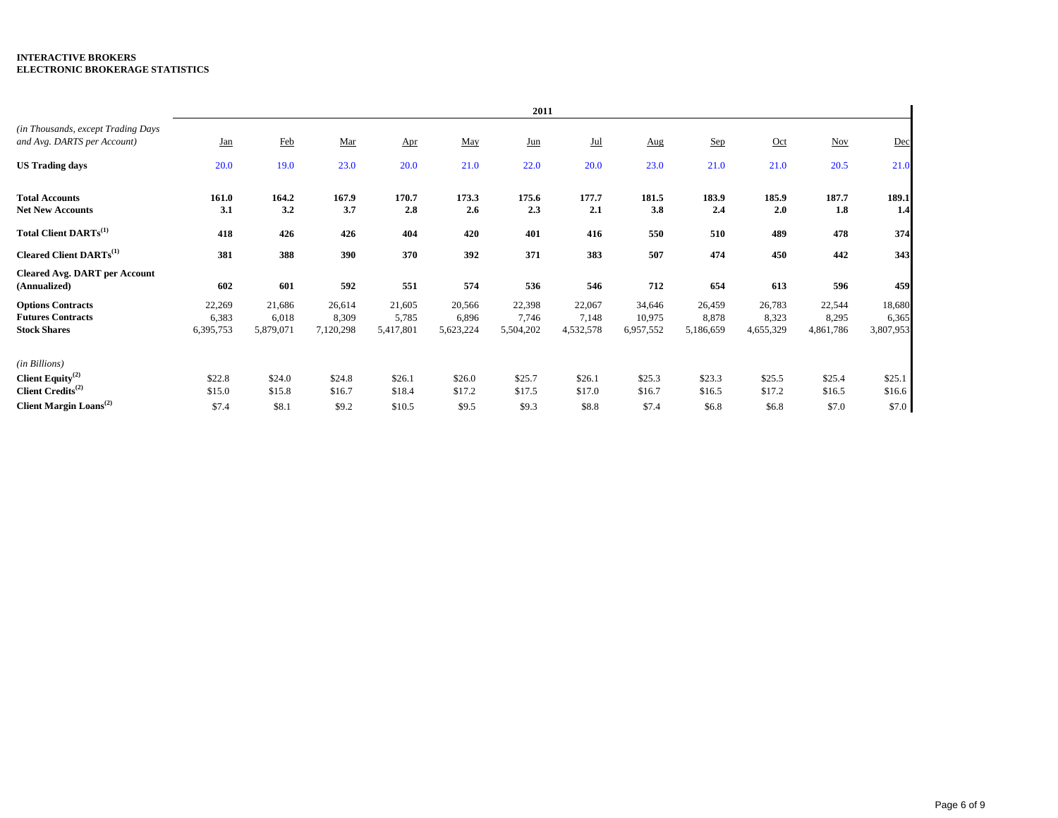**INTERACTIVE BROKERS**
**ELECTRONIC BROKERAGE STATISTICS**

| | 2011 | | | | | | | | | | | |
|---|---|---|---|---|---|---|---|---|---|---|---|---|
| *(in Thousands, except Trading Days and Avg. DARTS per Account)* | Jan | Feb | Mar | Apr | May | Jun | Jul | Aug | Sep | Oct | Nov | Dec |
| **US Trading days** | 20.0 | 19.0 | 23.0 | 20.0 | 21.0 | 22.0 | 20.0 | 23.0 | 21.0 | 21.0 | 20.5 | 21.0 |
| **Total Accounts** | **161.0** | **164.2** | **167.9** | **170.7** | **173.3** | **175.6** | **177.7** | **181.5** | **183.9** | **185.9** | **187.7** | **189.1** |
| **Net New Accounts** | **3.1** | **3.2** | **3.7** | **2.8** | **2.6** | **2.3** | **2.1** | **3.8** | **2.4** | **2.0** | **1.8** | **1.4** |
| **Total Client DARTs[1]** | **418** | **426** | **426** | **404** | **420** | **401** | **416** | **550** | **510** | **489** | **478** | **374** |
| **Cleared Client DARTs[1]** | **381** | **388** | **390** | **370** | **392** | **371** | **383** | **507** | **474** | **450** | **442** | **343** |
| **Cleared Avg. DART per Account (Annualized)** | **602** | **601** | **592** | **551** | **574** | **536** | **546** | **712** | **654** | **613** | **596** | **459** |
| **Options Contracts** | 22,269 | 21,686 | 26,614 | 21,605 | 20,566 | 22,398 | 22,067 | 34,646 | 26,459 | 26,783 | 22,544 | 18,680 |
| **Futures Contracts** | 6,383 | 6,018 | 8,309 | 5,785 | 6,896 | 7,746 | 7,148 | 10,975 | 8,878 | 8,323 | 8,295 | 6,365 |
| **Stock Shares** | 6,395,753 | 5,879,071 | 7,120,298 | 5,417,801 | 5,623,224 | 5,504,202 | 4,532,578 | 6,957,552 | 5,186,659 | 4,655,329 | 4,861,786 | 3,807,953 |
| *(in Billions)* | | | | | | | | | | | | |
| **Client Equity[2]** | $22.8 | $24.0 | $24.8 | $26.1 | $26.0 | $25.7 | $26.1 | $25.3 | $23.3 | $25.5 | $25.4 | $25.1 |
| **Client Credits[2]** | $15.0 | $15.8 | $16.7 | $18.4 | $17.2 | $17.5 | $17.0 | $16.7 | $16.5 | $17.2 | $16.5 | $16.6 |
| **Client Margin Loans[2]** | $7.4 | $8.1 | $9.2 | $10.5 | $9.5 | $9.3 | $8.8 | $7.4 | $6.8 | $6.8 | $7.0 | $7.0 |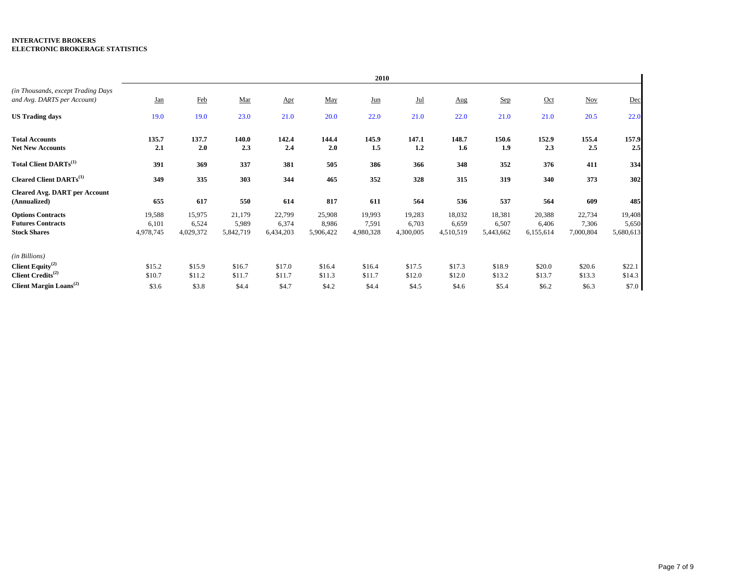**INTERACTIVE BROKERS**
**ELECTRONIC BROKERAGE STATISTICS**

| | 2010 | | | | | | | | | | | |
|---|---|---|---|---|---|---|---|---|---|---|---|---|
| *(in Thousands, except Trading Days and Avg. DARTS per Account)* | Jan | Feb | Mar | Apr | May | Jun | Jul | Aug | Sep | Oct | Nov | Dec |
| **US Trading days** | 19.0 | 19.0 | 23.0 | 21.0 | 20.0 | 22.0 | 21.0 | 22.0 | 21.0 | 21.0 | 20.5 | 22.0 |
| **Total Accounts** | **135.7** | **137.7** | **140.0** | **142.4** | **144.4** | **145.9** | **147.1** | **148.7** | **150.6** | **152.9** | **155.4** | **157.9** |
| **Net New Accounts** | **2.1** | **2.0** | **2.3** | **2.4** | **2.0** | **1.5** | **1.2** | **1.6** | **1.9** | **2.3** | **2.5** | **2.5** |
| **Total Client DARTs[1]** | **391** | **369** | **337** | **381** | **505** | **386** | **366** | **348** | **352** | **376** | **411** | **334** |
| **Cleared Client DARTs[1]** | **349** | **335** | **303** | **344** | **465** | **352** | **328** | **315** | **319** | **340** | **373** | **302** |
| **Cleared Avg. DART per Account (Annualized)** | **655** | **617** | **550** | **614** | **817** | **611** | **564** | **536** | **537** | **564** | **609** | **485** |
| **Options Contracts** | 19,588 | 15,975 | 21,179 | 22,799 | 25,908 | 19,993 | 19,283 | 18,032 | 18,381 | 20,388 | 22,734 | 19,408 |
| **Futures Contracts** | 6,101 | 6,524 | 5,989 | 6,374 | 8,986 | 7,591 | 6,703 | 6,659 | 6,507 | 6,406 | 7,306 | 5,650 |
| **Stock Shares** | 4,978,745 | 4,029,372 | 5,842,719 | 6,434,203 | 5,906,422 | 4,980,328 | 4,300,005 | 4,510,519 | 5,443,662 | 6,155,614 | 7,000,804 | 5,680,613 |
| *(in Billions)* | | | | | | | | | | | | |
| **Client Equity[2]** | $15.2 | $15.9 | $16.7 | $17.0 | $16.4 | $16.4 | $17.5 | $17.3 | $18.9 | $20.0 | $20.6 | $22.1 |
| **Client Credits[2]** | $10.7 | $11.2 | $11.7 | $11.7 | $11.3 | $11.7 | $12.0 | $12.0 | $13.2 | $13.7 | $13.3 | $14.3 |
| **Client Margin Loans[2]** | $3.6 | $3.8 | $4.4 | $4.7 | $4.2 | $4.4 | $4.5 | $4.6 | $5.4 | $6.2 | $6.3 | $7.0 |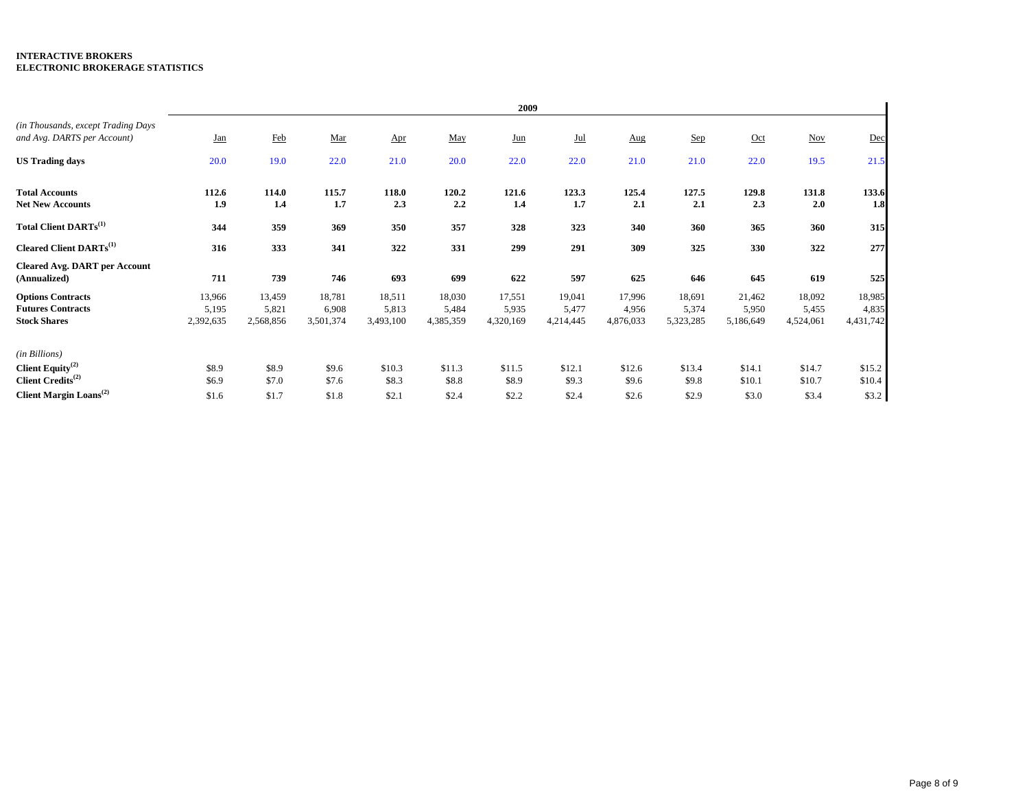**INTERACTIVE BROKERS**
**ELECTRONIC BROKERAGE STATISTICS**

| *(in Thousands, except Trading Days and Avg. DARTS per Account)* | 2009 | | | | | | | | | | | |
|---|---|---|---|---|---|---|---|---|---|---|---|---|
| | Jan | Feb | Mar | Apr | May | Jun | Jul | Aug | Sep | Oct | Nov | Dec |
| **US Trading days** | 20.0 | 19.0 | 22.0 | 21.0 | 20.0 | 22.0 | 22.0 | 21.0 | 21.0 | 22.0 | 19.5 | 21.5 |
| **Total Accounts** | **112.6** | **114.0** | **115.7** | **118.0** | **120.2** | **121.6** | **123.3** | **125.4** | **127.5** | **129.8** | **131.8** | **133.6** |
| **Net New Accounts** | **1.9** | **1.4** | **1.7** | **2.3** | **2.2** | **1.4** | **1.7** | **2.1** | **2.1** | **2.3** | **2.0** | **1.8** |
| **Total Client DARTs(1)** | **344** | **359** | **369** | **350** | **357** | **328** | **323** | **340** | **360** | **365** | **360** | **315** |
| **Cleared Client DARTs(1)** | **316** | **333** | **341** | **322** | **331** | **299** | **291** | **309** | **325** | **330** | **322** | **277** |
| **Cleared Avg. DART per Account (Annualized)** | **711** | **739** | **746** | **693** | **699** | **622** | **597** | **625** | **646** | **645** | **619** | **525** |
| **Options Contracts** | 13,966 | 13,459 | 18,781 | 18,511 | 18,030 | 17,551 | 19,041 | 17,996 | 18,691 | 21,462 | 18,092 | 18,985 |
| **Futures Contracts** | 5,195 | 5,821 | 6,908 | 5,813 | 5,484 | 5,935 | 5,477 | 4,956 | 5,374 | 5,950 | 5,455 | 4,835 |
| **Stock Shares** | 2,392,635 | 2,568,856 | 3,501,374 | 3,493,100 | 4,385,359 | 4,320,169 | 4,214,445 | 4,876,033 | 5,323,285 | 5,186,649 | 4,524,061 | 4,431,742 |
| *(in Billions)* | | | | | | | | | | | | |
| **Client Equity(2)** | $8.9 | $8.9 | $9.6 | $10.3 | $11.3 | $11.5 | $12.1 | $12.6 | $13.4 | $14.1 | $14.7 | $15.2 |
| **Client Credits(2)** | $6.9 | $7.0 | $7.6 | $8.3 | $8.8 | $8.9 | $9.3 | $9.6 | $9.8 | $10.1 | $10.7 | $10.4 |
| **Client Margin Loans(2)** | $1.6 | $1.7 | $1.8 | $2.1 | $2.4 | $2.2 | $2.4 | $2.6 | $2.9 | $3.0 | $3.4 | $3.2 |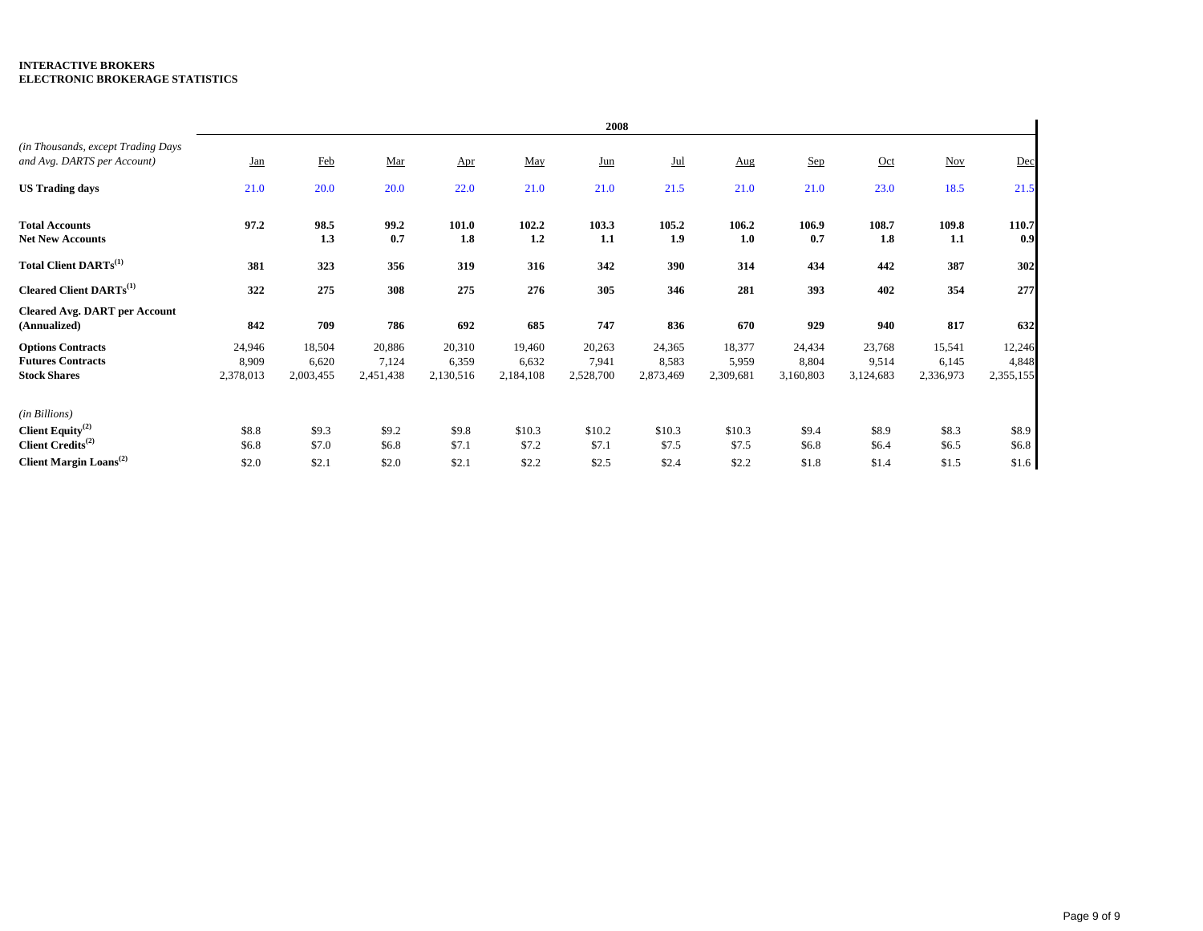**INTERACTIVE BROKERS**
**ELECTRONIC BROKERAGE STATISTICS**

| | 2008 | | | | | | | | | | | |
|---|---|---|---|---|---|---|---|---|---|---|---|---|
| *(in Thousands, except Trading Days and Avg. DARTS per Account)* | Jan | Feb | Mar | Apr | May | Jun | Jul | Aug | Sep | Oct | Nov | Dec |
| **US Trading days** | 21.0 | 20.0 | 20.0 | 22.0 | 21.0 | 21.0 | 21.5 | 21.0 | 21.0 | 23.0 | 18.5 | 21.5 |
| **Total Accounts** | **97.2** | **98.5** | **99.2** | **101.0** | **102.2** | **103.3** | **105.2** | **106.2** | **106.9** | **108.7** | **109.8** | **110.7** |
| **Net New Accounts** | | **1.3** | **0.7** | **1.8** | **1.2** | **1.1** | **1.9** | **1.0** | **0.7** | **1.8** | **1.1** | **0.9** |
| **Total Client DARTs[1]** | **381** | **323** | **356** | **319** | **316** | **342** | **390** | **314** | **434** | **442** | **387** | **302** |
| **Cleared Client DARTs[1]** | **322** | **275** | **308** | **275** | **276** | **305** | **346** | **281** | **393** | **402** | **354** | **277** |
| **Cleared Avg. DART per Account (Annualized)** | **842** | **709** | **786** | **692** | **685** | **747** | **836** | **670** | **929** | **940** | **817** | **632** |
| **Options Contracts** | 24,946 | 18,504 | 20,886 | 20,310 | 19,460 | 20,263 | 24,365 | 18,377 | 24,434 | 23,768 | 15,541 | 12,246 |
| **Futures Contracts** | 8,909 | 6,620 | 7,124 | 6,359 | 6,632 | 7,941 | 8,583 | 5,959 | 8,804 | 9,514 | 6,145 | 4,848 |
| **Stock Shares** | 2,378,013 | 2,003,455 | 2,451,438 | 2,130,516 | 2,184,108 | 2,528,700 | 2,873,469 | 2,309,681 | 3,160,803 | 3,124,683 | 2,336,973 | 2,355,155 |
| *(in Billions)* | | | | | | | | | | | | |
| **Client Equity[2]** | $8.8 | $9.3 | $9.2 | $9.8 | $10.3 | $10.2 | $10.3 | $10.3 | $9.4 | $8.9 | $8.3 | $8.9 |
| **Client Credits[2]** | $6.8 | $7.0 | $6.8 | $7.1 | $7.2 | $7.1 | $7.5 | $7.5 | $6.8 | $6.4 | $6.5 | $6.8 |
| **Client Margin Loans[2]** | $2.0 | $2.1 | $2.0 | $2.1 | $2.2 | $2.5 | $2.4 | $2.2 | $1.8 | $1.4 | $1.5 | $1.6 |